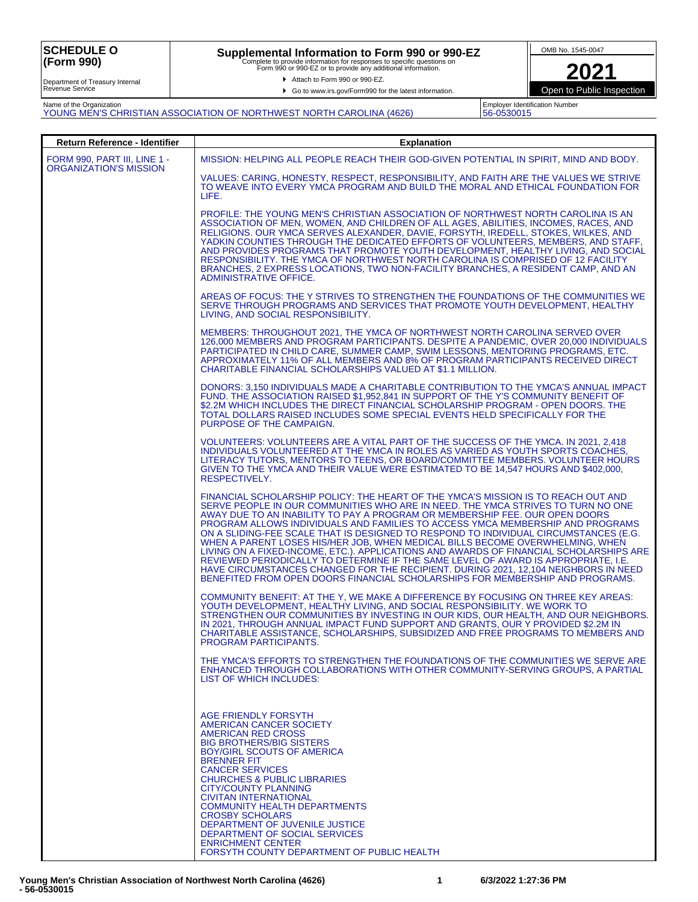**SCHEDULE O (Form 990)**

Department of Treasury Internal Revenue Service

# Supplemental Information to Form 990 or 990-EZ

Complete to provide information for responses to specific questions on Form 990 or 990-EZ or to provide any additional information.

▶ Attach to Form 990 or 990-EZ.

▶ Go to www.irs.gov/Form990 for the latest information.

OMB No. 1545-0047

**2021**

Open to Public Inspection

Name of the Organization: YOUNG MEN'S CHRISTIAN ASSOCIATION OF NORTHWEST NORTH CAROLINA (4626)

Employer Identification Number: 56-0530015

| Return Reference - Identifier | Explanation |
|---|---|
| FORM 990, PART III, LINE 1 - ORGANIZATION'S MISSION | MISSION: HELPING ALL PEOPLE REACH THEIR GOD-GIVEN POTENTIAL IN SPIRIT, MIND AND BODY.<br><br>VALUES: CARING, HONESTY, RESPECT, RESPONSIBILITY, AND FAITH ARE THE VALUES WE STRIVE TO WEAVE INTO EVERY YMCA PROGRAM AND BUILD THE MORAL AND ETHICAL FOUNDATION FOR LIFE.<br><br>PROFILE: THE YOUNG MEN'S CHRISTIAN ASSOCIATION OF NORTHWEST NORTH CAROLINA IS AN ASSOCIATION OF MEN, WOMEN, AND CHILDREN OF ALL AGES, ABILITIES, INCOMES, RACES, AND RELIGIONS. OUR YMCA SERVES ALEXANDER, DAVIE, FORSYTH, IREDELL, STOKES, WILKES, AND YADKIN COUNTIES THROUGH THE DEDICATED EFFORTS OF VOLUNTEERS, MEMBERS, AND STAFF, AND PROVIDES PROGRAMS THAT PROMOTE YOUTH DEVELOPMENT, HEALTHY LIVING, AND SOCIAL RESPONSIBILITY. THE YMCA OF NORTHWEST NORTH CAROLINA IS COMPRISED OF 12 FACILITY BRANCHES, 2 EXPRESS LOCATIONS, TWO NON-FACILITY BRANCHES, A RESIDENT CAMP, AND AN ADMINISTRATIVE OFFICE.<br><br>AREAS OF FOCUS: THE Y STRIVES TO STRENGTHEN THE FOUNDATIONS OF THE COMMUNITIES WE SERVE THROUGH PROGRAMS AND SERVICES THAT PROMOTE YOUTH DEVELOPMENT, HEALTHY LIVING, AND SOCIAL RESPONSIBILITY.<br><br>MEMBERS: THROUGHOUT 2021, THE YMCA OF NORTHWEST NORTH CAROLINA SERVED OVER 126,000 MEMBERS AND PROGRAM PARTICIPANTS. DESPITE A PANDEMIC, OVER 20,000 INDIVIDUALS PARTICIPATED IN CHILD CARE, SUMMER CAMP, SWIM LESSONS, MENTORING PROGRAMS, ETC. APPROXIMATELY 11% OF ALL MEMBERS AND 8% OF PROGRAM PARTICIPANTS RECEIVED DIRECT CHARITABLE FINANCIAL SCHOLARSHIPS VALUED AT $1.1 MILLION.<br><br>DONORS: 3,150 INDIVIDUALS MADE A CHARITABLE CONTRIBUTION TO THE YMCA'S ANNUAL IMPACT FUND. THE ASSOCIATION RAISED $1,952,841 IN SUPPORT OF THE Y'S COMMUNITY BENEFIT OF $2.2M WHICH INCLUDES THE DIRECT FINANCIAL SCHOLARSHIP PROGRAM - OPEN DOORS. THE TOTAL DOLLARS RAISED INCLUDES SOME SPECIAL EVENTS HELD SPECIFICALLY FOR THE PURPOSE OF THE CAMPAIGN.<br><br>VOLUNTEERS: VOLUNTEERS ARE A VITAL PART OF THE SUCCESS OF THE YMCA. IN 2021, 2,418 INDIVIDUALS VOLUNTEERED AT THE YMCA IN ROLES AS VARIED AS YOUTH SPORTS COACHES, LITERACY TUTORS, MENTORS TO TEENS, OR BOARD/COMMITTEE MEMBERS. VOLUNTEER HOURS GIVEN TO THE YMCA AND THEIR VALUE WERE ESTIMATED TO BE 14,547 HOURS AND $402,000, RESPECTIVELY.<br><br>FINANCIAL SCHOLARSHIP POLICY: THE HEART OF THE YMCA'S MISSION IS TO REACH OUT AND SERVE PEOPLE IN OUR COMMUNITIES WHO ARE IN NEED. THE YMCA STRIVES TO TURN NO ONE AWAY DUE TO AN INABILITY TO PAY A PROGRAM OR MEMBERSHIP FEE. OUR OPEN DOORS PROGRAM ALLOWS INDIVIDUALS AND FAMILIES TO ACCESS YMCA MEMBERSHIP AND PROGRAMS ON A SLIDING-FEE SCALE THAT IS DESIGNED TO RESPOND TO INDIVIDUAL CIRCUMSTANCES (E.G. WHEN A PARENT LOSES HIS/HER JOB, WHEN MEDICAL BILLS BECOME OVERWHELMING, WHEN LIVING ON A FIXED-INCOME, ETC.). APPLICATIONS AND AWARDS OF FINANCIAL SCHOLARSHIPS ARE REVIEWED PERIODICALLY TO DETERMINE IF THE SAME LEVEL OF AWARD IS APPROPRIATE, I.E. HAVE CIRCUMSTANCES CHANGED FOR THE RECIPIENT. DURING 2021, 12,104 NEIGHBORS IN NEED BENEFITED FROM OPEN DOORS FINANCIAL SCHOLARSHIPS FOR MEMBERSHIP AND PROGRAMS.<br><br>COMMUNITY BENEFIT: AT THE Y, WE MAKE A DIFFERENCE BY FOCUSING ON THREE KEY AREAS: YOUTH DEVELOPMENT, HEALTHY LIVING, AND SOCIAL RESPONSIBILITY. WE WORK TO STRENGTHEN OUR COMMUNITIES BY INVESTING IN OUR KIDS, OUR HEALTH, AND OUR NEIGHBORS. IN 2021, THROUGH ANNUAL IMPACT FUND SUPPORT AND GRANTS, OUR Y PROVIDED $2.2M IN CHARITABLE ASSISTANCE, SCHOLARSHIPS, SUBSIDIZED AND FREE PROGRAMS TO MEMBERS AND PROGRAM PARTICIPANTS.<br><br>THE YMCA'S EFFORTS TO STRENGTHEN THE FOUNDATIONS OF THE COMMUNITIES WE SERVE ARE ENHANCED THROUGH COLLABORATIONS WITH OTHER COMMUNITY-SERVING GROUPS, A PARTIAL LIST OF WHICH INCLUDES:<br><br>AGE FRIENDLY FORSYTH<br>AMERICAN CANCER SOCIETY<br>AMERICAN RED CROSS<br>BIG BROTHERS/BIG SISTERS<br>BOY/GIRL SCOUTS OF AMERICA<br>BRENNER FIT<br>CANCER SERVICES<br>CHURCHES & PUBLIC LIBRARIES<br>CITY/COUNTY PLANNING<br>CIVITAN INTERNATIONAL<br>COMMUNITY HEALTH DEPARTMENTS<br>CROSBY SCHOLARS<br>DEPARTMENT OF JUVENILE JUSTICE<br>DEPARTMENT OF SOCIAL SERVICES<br>ENRICHMENT CENTER<br>FORSYTH COUNTY DEPARTMENT OF PUBLIC HEALTH |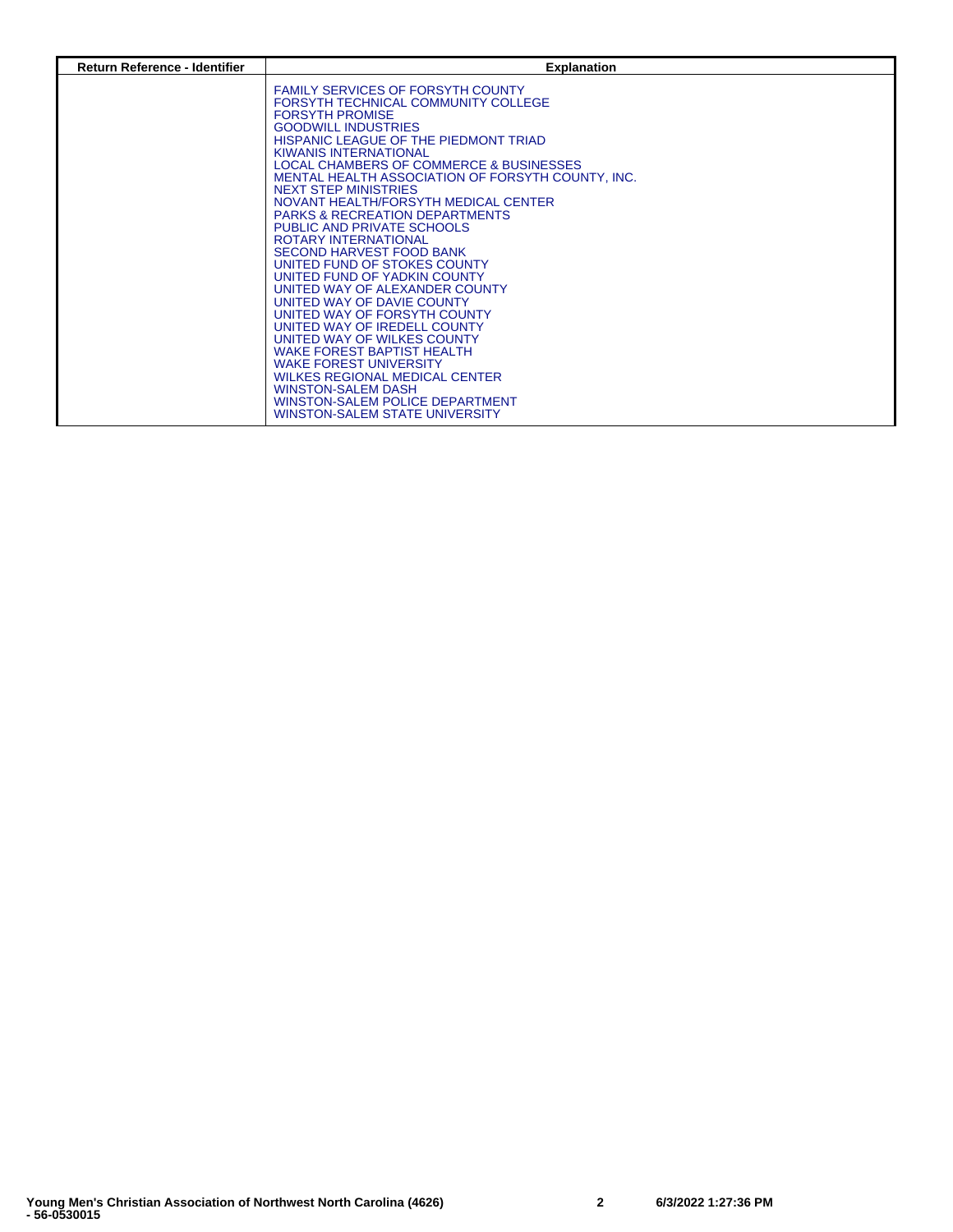| Return Reference - Identifier | Explanation |
| --- | --- |
| | FAMILY SERVICES OF FORSYTH COUNTY<br>FORSYTH TECHNICAL COMMUNITY COLLEGE<br>FORSYTH PROMISE<br>GOODWILL INDUSTRIES<br>HISPANIC LEAGUE OF THE PIEDMONT TRIAD<br>KIWANIS INTERNATIONAL<br>LOCAL CHAMBERS OF COMMERCE & BUSINESSES<br>MENTAL HEALTH ASSOCIATION OF FORSYTH COUNTY, INC.<br>NEXT STEP MINISTRIES<br>NOVANT HEALTH/FORSYTH MEDICAL CENTER<br>PARKS & RECREATION DEPARTMENTS<br>PUBLIC AND PRIVATE SCHOOLS<br>ROTARY INTERNATIONAL<br>SECOND HARVEST FOOD BANK<br>UNITED FUND OF STOKES COUNTY<br>UNITED FUND OF YADKIN COUNTY<br>UNITED WAY OF ALEXANDER COUNTY<br>UNITED WAY OF DAVIE COUNTY<br>UNITED WAY OF FORSYTH COUNTY<br>UNITED WAY OF IREDELL COUNTY<br>UNITED WAY OF WILKES COUNTY<br>WAKE FOREST BAPTIST HEALTH<br>WAKE FOREST UNIVERSITY<br>WILKES REGIONAL MEDICAL CENTER<br>WINSTON-SALEM DASH<br>WINSTON-SALEM POLICE DEPARTMENT<br>WINSTON-SALEM STATE UNIVERSITY |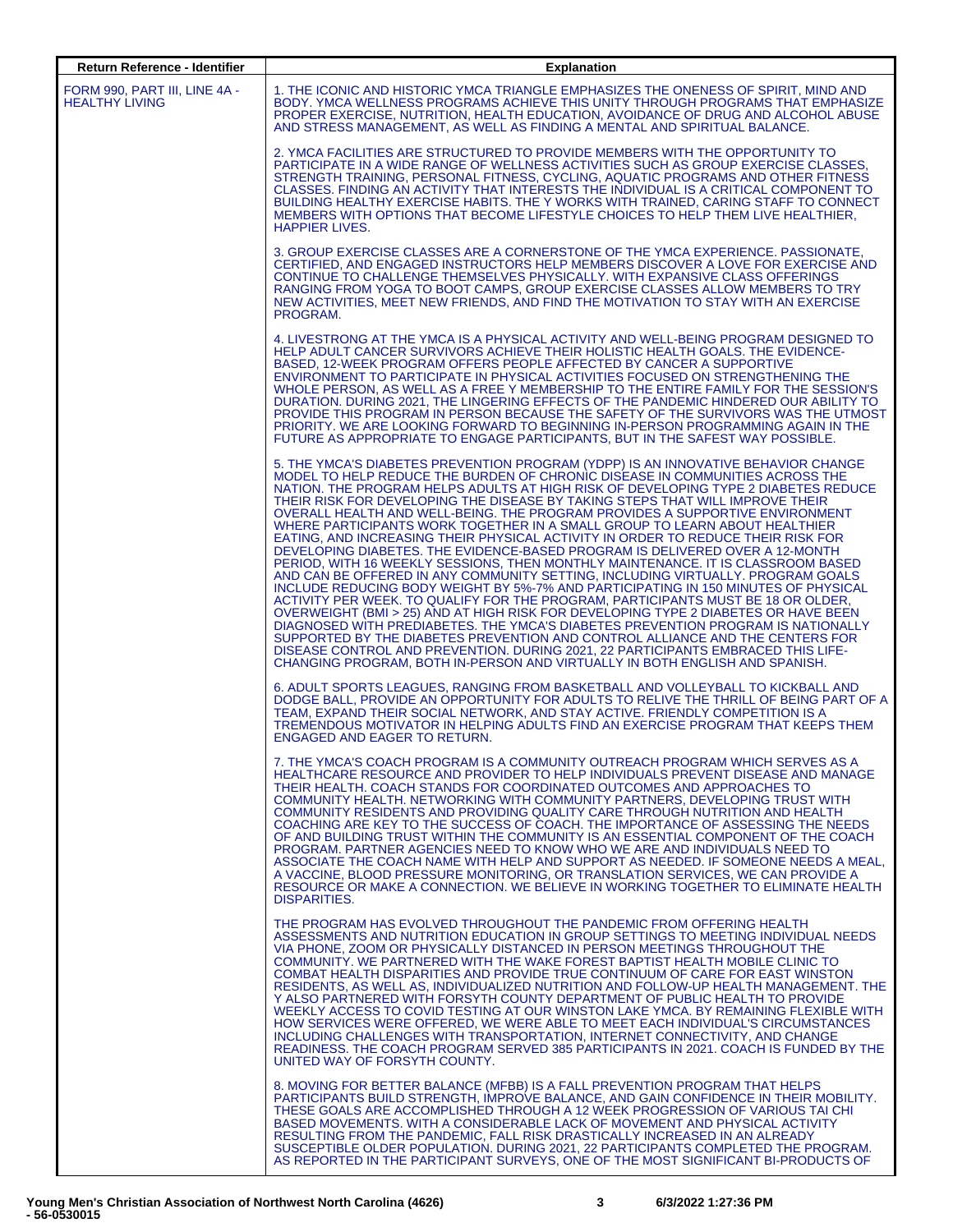| Return Reference - Identifier | Explanation |
|---|---|
| FORM 990, PART III, LINE 4A - HEALTHY LIVING | 1. THE ICONIC AND HISTORIC YMCA TRIANGLE EMPHASIZES THE ONENESS OF SPIRIT, MIND AND BODY. YMCA WELLNESS PROGRAMS ACHIEVE THIS UNITY THROUGH PROGRAMS THAT EMPHASIZE PROPER EXERCISE, NUTRITION, HEALTH EDUCATION, AVOIDANCE OF DRUG AND ALCOHOL ABUSE AND STRESS MANAGEMENT, AS WELL AS FINDING A MENTAL AND SPIRITUAL BALANCE.<br><br>2. YMCA FACILITIES ARE STRUCTURED TO PROVIDE MEMBERS WITH THE OPPORTUNITY TO PARTICIPATE IN A WIDE RANGE OF WELLNESS ACTIVITIES SUCH AS GROUP EXERCISE CLASSES, STRENGTH TRAINING, PERSONAL FITNESS, CYCLING, AQUATIC PROGRAMS AND OTHER FITNESS CLASSES. FINDING AN ACTIVITY THAT INTERESTS THE INDIVIDUAL IS A CRITICAL COMPONENT TO BUILDING HEALTHY EXERCISE HABITS. THE Y WORKS WITH TRAINED, CARING STAFF TO CONNECT MEMBERS WITH OPTIONS THAT BECOME LIFESTYLE CHOICES TO HELP THEM LIVE HEALTHIER, HAPPIER LIVES.<br><br>3. GROUP EXERCISE CLASSES ARE A CORNERSTONE OF THE YMCA EXPERIENCE. PASSIONATE, CERTIFIED, AND ENGAGED INSTRUCTORS HELP MEMBERS DISCOVER A LOVE FOR EXERCISE AND CONTINUE TO CHALLENGE THEMSELVES PHYSICALLY. WITH EXPANSIVE CLASS OFFERINGS RANGING FROM YOGA TO BOOT CAMPS, GROUP EXERCISE CLASSES ALLOW MEMBERS TO TRY NEW ACTIVITIES, MEET NEW FRIENDS, AND FIND THE MOTIVATION TO STAY WITH AN EXERCISE PROGRAM.<br><br>4. LIVESTRONG AT THE YMCA IS A PHYSICAL ACTIVITY AND WELL-BEING PROGRAM DESIGNED TO HELP ADULT CANCER SURVIVORS ACHIEVE THEIR HOLISTIC HEALTH GOALS. THE EVIDENCE-BASED, 12-WEEK PROGRAM OFFERS PEOPLE AFFECTED BY CANCER A SUPPORTIVE ENVIRONMENT TO PARTICIPATE IN PHYSICAL ACTIVITIES FOCUSED ON STRENGTHENING THE WHOLE PERSON, AS WELL AS A FREE Y MEMBERSHIP TO THE ENTIRE FAMILY FOR THE SESSION'S DURATION. DURING 2021, THE LINGERING EFFECTS OF THE PANDEMIC HINDERED OUR ABILITY TO PROVIDE THIS PROGRAM IN PERSON BECAUSE THE SAFETY OF THE SURVIVORS WAS THE UTMOST PRIORITY. WE ARE LOOKING FORWARD TO BEGINNING IN-PERSON PROGRAMMING AGAIN IN THE FUTURE AS APPROPRIATE TO ENGAGE PARTICIPANTS, BUT IN THE SAFEST WAY POSSIBLE.<br><br>5. THE YMCA'S DIABETES PREVENTION PROGRAM (YDPP) IS AN INNOVATIVE BEHAVIOR CHANGE MODEL TO HELP REDUCE THE BURDEN OF CHRONIC DISEASE IN COMMUNITIES ACROSS THE NATION. THE PROGRAM HELPS ADULTS AT HIGH RISK OF DEVELOPING TYPE 2 DIABETES REDUCE THEIR RISK FOR DEVELOPING THE DISEASE BY TAKING STEPS THAT WILL IMPROVE THEIR OVERALL HEALTH AND WELL-BEING. THE PROGRAM PROVIDES A SUPPORTIVE ENVIRONMENT WHERE PARTICIPANTS WORK TOGETHER IN A SMALL GROUP TO LEARN ABOUT HEALTHIER EATING, AND INCREASING THEIR PHYSICAL ACTIVITY IN ORDER TO REDUCE THEIR RISK FOR DEVELOPING DIABETES. THE EVIDENCE-BASED PROGRAM IS DELIVERED OVER A 12-MONTH PERIOD, WITH 16 WEEKLY SESSIONS, THEN MONTHLY MAINTENANCE. IT IS CLASSROOM BASED AND CAN BE OFFERED IN ANY COMMUNITY SETTING, INCLUDING VIRTUALLY. PROGRAM GOALS INCLUDE REDUCING BODY WEIGHT BY 5%-7% AND PARTICIPATING IN 150 MINUTES OF PHYSICAL ACTIVITY PER WEEK. TO QUALIFY FOR THE PROGRAM, PARTICIPANTS MUST BE 18 OR OLDER, OVERWEIGHT (BMI > 25) AND AT HIGH RISK FOR DEVELOPING TYPE 2 DIABETES OR HAVE BEEN DIAGNOSED WITH PREDIABETES. THE YMCA'S DIABETES PREVENTION PROGRAM IS NATIONALLY SUPPORTED BY THE DIABETES PREVENTION AND CONTROL ALLIANCE AND THE CENTERS FOR DISEASE CONTROL AND PREVENTION. DURING 2021, 22 PARTICIPANTS EMBRACED THIS LIFE-CHANGING PROGRAM, BOTH IN-PERSON AND VIRTUALLY IN BOTH ENGLISH AND SPANISH.<br><br>6. ADULT SPORTS LEAGUES, RANGING FROM BASKETBALL AND VOLLEYBALL TO KICKBALL AND DODGE BALL, PROVIDE AN OPPORTUNITY FOR ADULTS TO RELIVE THE THRILL OF BEING PART OF A TEAM, EXPAND THEIR SOCIAL NETWORK, AND STAY ACTIVE. FRIENDLY COMPETITION IS A TREMENDOUS MOTIVATOR IN HELPING ADULTS FIND AN EXERCISE PROGRAM THAT KEEPS THEM ENGAGED AND EAGER TO RETURN.<br><br>7. THE YMCA'S COACH PROGRAM IS A COMMUNITY OUTREACH PROGRAM WHICH SERVES AS A HEALTHCARE RESOURCE AND PROVIDER TO HELP INDIVIDUALS PREVENT DISEASE AND MANAGE THEIR HEALTH. COACH STANDS FOR COORDINATED OUTCOMES AND APPROACHES TO COMMUNITY HEALTH. NETWORKING WITH COMMUNITY PARTNERS, DEVELOPING TRUST WITH COMMUNITY RESIDENTS AND PROVIDING QUALITY CARE THROUGH NUTRITION AND HEALTH COACHING ARE KEY TO THE SUCCESS OF COACH. THE IMPORTANCE OF ASSESSING THE NEEDS OF AND BUILDING TRUST WITHIN THE COMMUNITY IS AN ESSENTIAL COMPONENT OF THE COACH PROGRAM. PARTNER AGENCIES NEED TO KNOW WHO WE ARE AND INDIVIDUALS NEED TO ASSOCIATE THE COACH NAME WITH HELP AND SUPPORT AS NEEDED. IF SOMEONE NEEDS A MEAL, A VACCINE, BLOOD PRESSURE MONITORING, OR TRANSLATION SERVICES, WE CAN PROVIDE A RESOURCE OR MAKE A CONNECTION. WE BELIEVE IN WORKING TOGETHER TO ELIMINATE HEALTH DISPARITIES.<br><br>THE PROGRAM HAS EVOLVED THROUGHOUT THE PANDEMIC FROM OFFERING HEALTH ASSESSMENTS AND NUTRITION EDUCATION IN GROUP SETTINGS TO MEETING INDIVIDUAL NEEDS VIA PHONE, ZOOM OR PHYSICALLY DISTANCED IN PERSON MEETINGS THROUGHOUT THE COMMUNITY. WE PARTNERED WITH THE WAKE FOREST BAPTIST HEALTH MOBILE CLINIC TO COMBAT HEALTH DISPARITIES AND PROVIDE TRUE CONTINUUM OF CARE FOR EAST WINSTON RESIDENTS, AS WELL AS, INDIVIDUALIZED NUTRITION AND FOLLOW-UP HEALTH MANAGEMENT. THE Y ALSO PARTNERED WITH FORSYTH COUNTY DEPARTMENT OF PUBLIC HEALTH TO PROVIDE WEEKLY ACCESS TO COVID TESTING AT OUR WINSTON LAKE YMCA. BY REMAINING FLEXIBLE WITH HOW SERVICES WERE OFFERED, WE WERE ABLE TO MEET EACH INDIVIDUAL'S CIRCUMSTANCES INCLUDING CHALLENGES WITH TRANSPORTATION, INTERNET CONNECTIVITY, AND CHANGE READINESS. THE COACH PROGRAM SERVED 385 PARTICIPANTS IN 2021. COACH IS FUNDED BY THE UNITED WAY OF FORSYTH COUNTY.<br><br>8. MOVING FOR BETTER BALANCE (MFBB) IS A FALL PREVENTION PROGRAM THAT HELPS PARTICIPANTS BUILD STRENGTH, IMPROVE BALANCE, AND GAIN CONFIDENCE IN THEIR MOBILITY. THESE GOALS ARE ACCOMPLISHED THROUGH A 12 WEEK PROGRESSION OF VARIOUS TAI CHI BASED MOVEMENTS. WITH A CONSIDERABLE LACK OF MOVEMENT AND PHYSICAL ACTIVITY RESULTING FROM THE PANDEMIC, FALL RISK DRASTICALLY INCREASED IN AN ALREADY SUSCEPTIBLE OLDER POPULATION. DURING 2021, 22 PARTICIPANTS COMPLETED THE PROGRAM. AS REPORTED IN THE PARTICIPANT SURVEYS, ONE OF THE MOST SIGNIFICANT BI-PRODUCTS OF |

Young Men's Christian Association of Northwest North Carolina (4626) - 56-0530015

6/3/2022 1:27:36 PM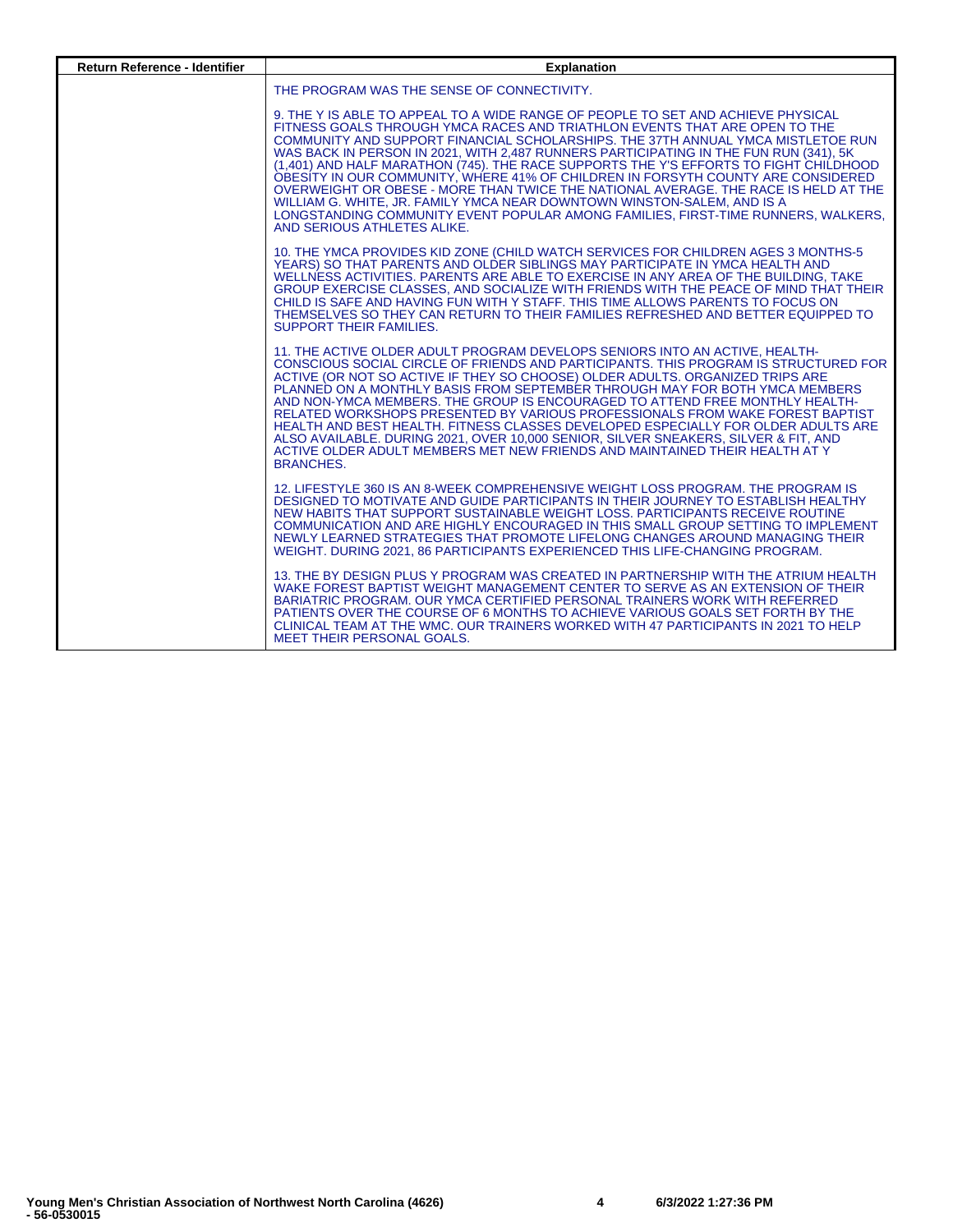| Return Reference - Identifier | Explanation |
|---|---|
| | THE PROGRAM WAS THE SENSE OF CONNECTIVITY.<br><br>9. THE Y IS ABLE TO APPEAL TO A WIDE RANGE OF PEOPLE TO SET AND ACHIEVE PHYSICAL FITNESS GOALS THROUGH YMCA RACES AND TRIATHLON EVENTS THAT ARE OPEN TO THE COMMUNITY AND SUPPORT FINANCIAL SCHOLARSHIPS. THE 37TH ANNUAL YMCA MISTLETOE RUN WAS BACK IN PERSON IN 2021, WITH 2,487 RUNNERS PARTICIPATING IN THE FUN RUN (341), 5K (1,401) AND HALF MARATHON (745). THE RACE SUPPORTS THE Y'S EFFORTS TO FIGHT CHILDHOOD OBESITY IN OUR COMMUNITY, WHERE 41% OF CHILDREN IN FORSYTH COUNTY ARE CONSIDERED OVERWEIGHT OR OBESE - MORE THAN TWICE THE NATIONAL AVERAGE. THE RACE IS HELD AT THE WILLIAM G. WHITE, JR. FAMILY YMCA NEAR DOWNTOWN WINSTON-SALEM, AND IS A LONGSTANDING COMMUNITY EVENT POPULAR AMONG FAMILIES, FIRST-TIME RUNNERS, WALKERS, AND SERIOUS ATHLETES ALIKE.<br><br>10. THE YMCA PROVIDES KID ZONE (CHILD WATCH SERVICES FOR CHILDREN AGES 3 MONTHS-5 YEARS) SO THAT PARENTS AND OLDER SIBLINGS MAY PARTICIPATE IN YMCA HEALTH AND WELLNESS ACTIVITIES. PARENTS ARE ABLE TO EXERCISE IN ANY AREA OF THE BUILDING, TAKE GROUP EXERCISE CLASSES, AND SOCIALIZE WITH FRIENDS WITH THE PEACE OF MIND THAT THEIR CHILD IS SAFE AND HAVING FUN WITH Y STAFF. THIS TIME ALLOWS PARENTS TO FOCUS ON THEMSELVES SO THEY CAN RETURN TO THEIR FAMILIES REFRESHED AND BETTER EQUIPPED TO SUPPORT THEIR FAMILIES.<br><br>11. THE ACTIVE OLDER ADULT PROGRAM DEVELOPS SENIORS INTO AN ACTIVE, HEALTH-CONSCIOUS SOCIAL CIRCLE OF FRIENDS AND PARTICIPANTS. THIS PROGRAM IS STRUCTURED FOR ACTIVE (OR NOT SO ACTIVE IF THEY SO CHOOSE) OLDER ADULTS. ORGANIZED TRIPS ARE PLANNED ON A MONTHLY BASIS FROM SEPTEMBER THROUGH MAY FOR BOTH YMCA MEMBERS AND NON-YMCA MEMBERS. THE GROUP IS ENCOURAGED TO ATTEND FREE MONTHLY HEALTH-RELATED WORKSHOPS PRESENTED BY VARIOUS PROFESSIONALS FROM WAKE FOREST BAPTIST HEALTH AND BEST HEALTH. FITNESS CLASSES DEVELOPED ESPECIALLY FOR OLDER ADULTS ARE ALSO AVAILABLE. DURING 2021, OVER 10,000 SENIOR, SILVER SNEAKERS, SILVER & FIT, AND ACTIVE OLDER ADULT MEMBERS MET NEW FRIENDS AND MAINTAINED THEIR HEALTH AT Y BRANCHES.<br><br>12. LIFESTYLE 360 IS AN 8-WEEK COMPREHENSIVE WEIGHT LOSS PROGRAM. THE PROGRAM IS DESIGNED TO MOTIVATE AND GUIDE PARTICIPANTS IN THEIR JOURNEY TO ESTABLISH HEALTHY NEW HABITS THAT SUPPORT SUSTAINABLE WEIGHT LOSS. PARTICIPANTS RECEIVE ROUTINE COMMUNICATION AND ARE HIGHLY ENCOURAGED IN THIS SMALL GROUP SETTING TO IMPLEMENT NEWLY LEARNED STRATEGIES THAT PROMOTE LIFELONG CHANGES AROUND MANAGING THEIR WEIGHT. DURING 2021, 86 PARTICIPANTS EXPERIENCED THIS LIFE-CHANGING PROGRAM.<br><br>13. THE BY DESIGN PLUS Y PROGRAM WAS CREATED IN PARTNERSHIP WITH THE ATRIUM HEALTH WAKE FOREST BAPTIST WEIGHT MANAGEMENT CENTER TO SERVE AS AN EXTENSION OF THEIR BARIATRIC PROGRAM. OUR YMCA CERTIFIED PERSONAL TRAINERS WORK WITH REFERRED PATIENTS OVER THE COURSE OF 6 MONTHS TO ACHIEVE VARIOUS GOALS SET FORTH BY THE CLINICAL TEAM AT THE WMC. OUR TRAINERS WORKED WITH 47 PARTICIPANTS IN 2021 TO HELP MEET THEIR PERSONAL GOALS. |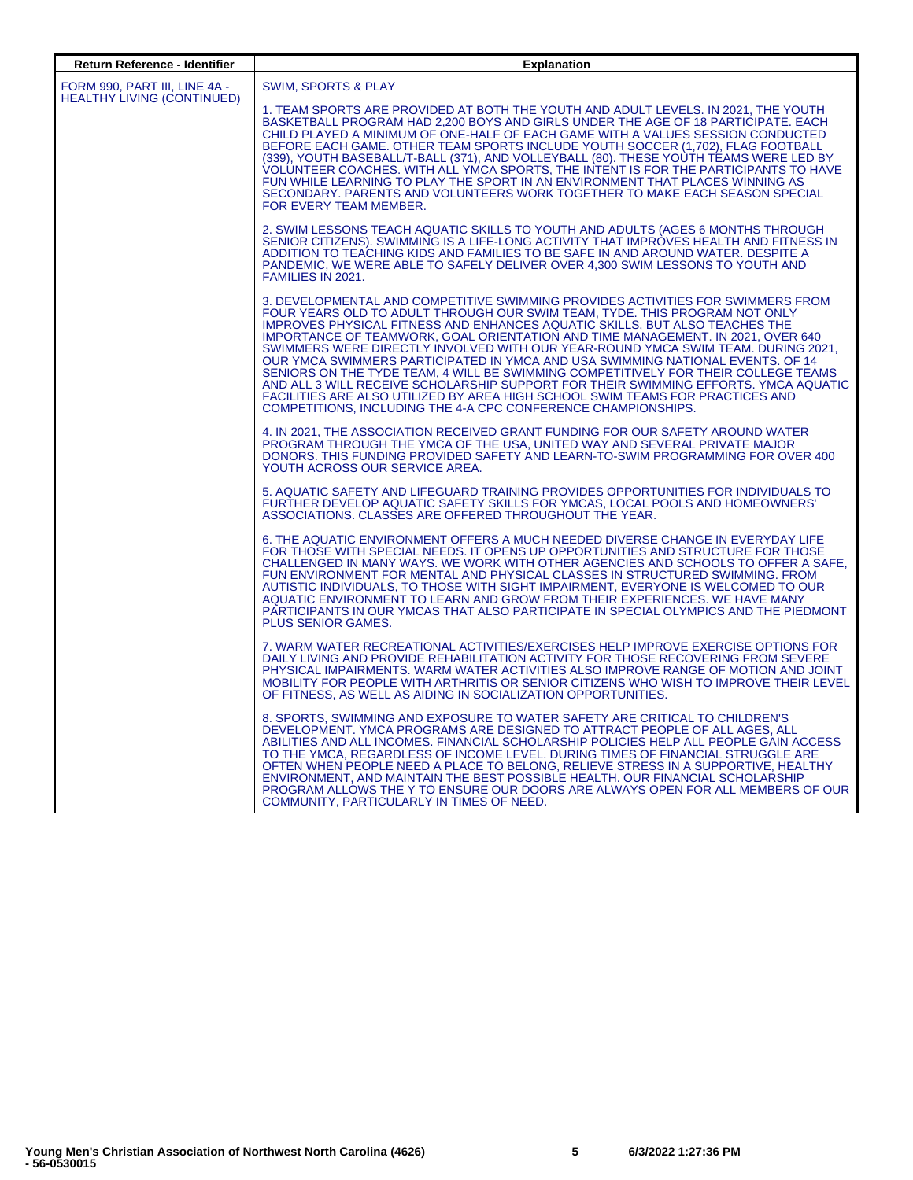| Return Reference - Identifier | Explanation |
|---|---|
| FORM 990, PART III, LINE 4A - HEALTHY LIVING (CONTINUED) | SWIM, SPORTS & PLAY<br><br>1. TEAM SPORTS ARE PROVIDED AT BOTH THE YOUTH AND ADULT LEVELS. IN 2021, THE YOUTH BASKETBALL PROGRAM HAD 2,200 BOYS AND GIRLS UNDER THE AGE OF 18 PARTICIPATE. EACH CHILD PLAYED A MINIMUM OF ONE-HALF OF EACH GAME WITH A VALUES SESSION CONDUCTED BEFORE EACH GAME. OTHER TEAM SPORTS INCLUDE YOUTH SOCCER (1,702), FLAG FOOTBALL (339), YOUTH BASEBALL/T-BALL (371), AND VOLLEYBALL (80). THESE YOUTH TEAMS WERE LED BY VOLUNTEER COACHES. WITH ALL YMCA SPORTS, THE INTENT IS FOR THE PARTICIPANTS TO HAVE FUN WHILE LEARNING TO PLAY THE SPORT IN AN ENVIRONMENT THAT PLACES WINNING AS SECONDARY. PARENTS AND VOLUNTEERS WORK TOGETHER TO MAKE EACH SEASON SPECIAL FOR EVERY TEAM MEMBER.<br><br>2. SWIM LESSONS TEACH AQUATIC SKILLS TO YOUTH AND ADULTS (AGES 6 MONTHS THROUGH SENIOR CITIZENS). SWIMMING IS A LIFE-LONG ACTIVITY THAT IMPROVES HEALTH AND FITNESS IN ADDITION TO TEACHING KIDS AND FAMILIES TO BE SAFE IN AND AROUND WATER. DESPITE A PANDEMIC, WE WERE ABLE TO SAFELY DELIVER OVER 4,300 SWIM LESSONS TO YOUTH AND FAMILIES IN 2021.<br><br>3. DEVELOPMENTAL AND COMPETITIVE SWIMMING PROVIDES ACTIVITIES FOR SWIMMERS FROM FOUR YEARS OLD TO ADULT THROUGH OUR SWIM TEAM, TYDE. THIS PROGRAM NOT ONLY IMPROVES PHYSICAL FITNESS AND ENHANCES AQUATIC SKILLS, BUT ALSO TEACHES THE IMPORTANCE OF TEAMWORK, GOAL ORIENTATION AND TIME MANAGEMENT. IN 2021, OVER 640 SWIMMERS WERE DIRECTLY INVOLVED WITH OUR YEAR-ROUND YMCA SWIM TEAM. DURING 2021, OUR YMCA SWIMMERS PARTICIPATED IN YMCA AND USA SWIMMING NATIONAL EVENTS. OF 14 SENIORS ON THE TYDE TEAM, 4 WILL BE SWIMMING COMPETITIVELY FOR THEIR COLLEGE TEAMS AND ALL 3 WILL RECEIVE SCHOLARSHIP SUPPORT FOR THEIR SWIMMING EFFORTS. YMCA AQUATIC FACILITIES ARE ALSO UTILIZED BY AREA HIGH SCHOOL SWIM TEAMS FOR PRACTICES AND COMPETITIONS, INCLUDING THE 4-A CPC CONFERENCE CHAMPIONSHIPS.<br><br>4. IN 2021, THE ASSOCIATION RECEIVED GRANT FUNDING FOR OUR SAFETY AROUND WATER PROGRAM THROUGH THE YMCA OF THE USA, UNITED WAY AND SEVERAL PRIVATE MAJOR DONORS. THIS FUNDING PROVIDED SAFETY AND LEARN-TO-SWIM PROGRAMMING FOR OVER 400 YOUTH ACROSS OUR SERVICE AREA.<br><br>5. AQUATIC SAFETY AND LIFEGUARD TRAINING PROVIDES OPPORTUNITIES FOR INDIVIDUALS TO FURTHER DEVELOP AQUATIC SAFETY SKILLS FOR YMCAS, LOCAL POOLS AND HOMEOWNERS' ASSOCIATIONS. CLASSES ARE OFFERED THROUGHOUT THE YEAR.<br><br>6. THE AQUATIC ENVIRONMENT OFFERS A MUCH NEEDED DIVERSE CHANGE IN EVERYDAY LIFE FOR THOSE WITH SPECIAL NEEDS. IT OPENS UP OPPORTUNITIES AND STRUCTURE FOR THOSE CHALLENGED IN MANY WAYS. WE WORK WITH OTHER AGENCIES AND SCHOOLS TO OFFER A SAFE, FUN ENVIRONMENT FOR MENTAL AND PHYSICAL CLASSES IN STRUCTURED SWIMMING. FROM AUTISTIC INDIVIDUALS, TO THOSE WITH SIGHT IMPAIRMENT, EVERYONE IS WELCOMED TO OUR AQUATIC ENVIRONMENT TO LEARN AND GROW FROM THEIR EXPERIENCES. WE HAVE MANY PARTICIPANTS IN OUR YMCAS THAT ALSO PARTICIPATE IN SPECIAL OLYMPICS AND THE PIEDMONT PLUS SENIOR GAMES.<br><br>7. WARM WATER RECREATIONAL ACTIVITIES/EXERCISES HELP IMPROVE EXERCISE OPTIONS FOR DAILY LIVING AND PROVIDE REHABILITATION ACTIVITY FOR THOSE RECOVERING FROM SEVERE PHYSICAL IMPAIRMENTS. WARM WATER ACTIVITIES ALSO IMPROVE RANGE OF MOTION AND JOINT MOBILITY FOR PEOPLE WITH ARTHRITIS OR SENIOR CITIZENS WHO WISH TO IMPROVE THEIR LEVEL OF FITNESS, AS WELL AS AIDING IN SOCIALIZATION OPPORTUNITIES.<br><br>8. SPORTS, SWIMMING AND EXPOSURE TO WATER SAFETY ARE CRITICAL TO CHILDREN'S DEVELOPMENT. YMCA PROGRAMS ARE DESIGNED TO ATTRACT PEOPLE OF ALL AGES, ALL ABILITIES AND ALL INCOMES. FINANCIAL SCHOLARSHIP POLICIES HELP ALL PEOPLE GAIN ACCESS TO THE YMCA, REGARDLESS OF INCOME LEVEL. DURING TIMES OF FINANCIAL STRUGGLE ARE OFTEN WHEN PEOPLE NEED A PLACE TO BELONG, RELIEVE STRESS IN A SUPPORTIVE, HEALTHY ENVIRONMENT, AND MAINTAIN THE BEST POSSIBLE HEALTH. OUR FINANCIAL SCHOLARSHIP PROGRAM ALLOWS THE Y TO ENSURE OUR DOORS ARE ALWAYS OPEN FOR ALL MEMBERS OF OUR COMMUNITY, PARTICULARLY IN TIMES OF NEED. |

**Young Men's Christian Association of Northwest North Carolina (4626) - 56-0530015** 6/3/2022 1:27:36 PM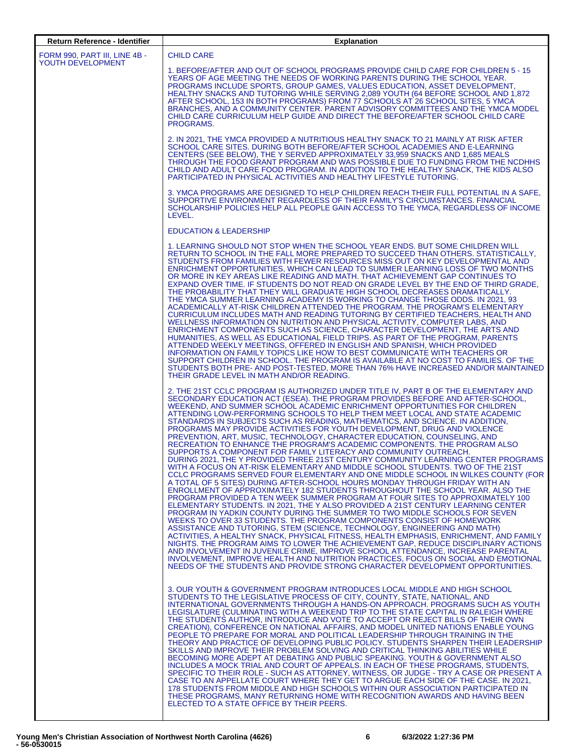| Return Reference - Identifier | Explanation |
|---|---|
| FORM 990, PART III, LINE 4B - YOUTH DEVELOPMENT | CHILD CARE<br><br>1. BEFORE/AFTER AND OUT OF SCHOOL PROGRAMS PROVIDE CHILD CARE FOR CHILDREN 5 - 15 YEARS OF AGE MEETING THE NEEDS OF WORKING PARENTS DURING THE SCHOOL YEAR. PROGRAMS INCLUDE SPORTS, GROUP GAMES, VALUES EDUCATION, ASSET DEVELOPMENT, HEALTHY SNACKS AND TUTORING WHILE SERVING 2,089 YOUTH (64 BEFORE SCHOOL AND 1,872 AFTER SCHOOL, 153 IN BOTH PROGRAMS) FROM 77 SCHOOLS AT 26 SCHOOL SITES, 5 YMCA BRANCHES, AND A COMMUNITY CENTER. PARENT ADVISORY COMMITTEES AND THE YMCA MODEL CHILD CARE CURRICULUM HELP GUIDE AND DIRECT THE BEFORE/AFTER SCHOOL CHILD CARE PROGRAMS.<br><br>2. IN 2021, THE YMCA PROVIDED A NUTRITIOUS HEALTHY SNACK TO 21 MAINLY AT RISK AFTER SCHOOL CARE SITES. DURING BOTH BEFORE/AFTER SCHOOL ACADEMIES AND E-LEARNING CENTERS (SEE BELOW), THE Y SERVED APPROXIMATELY 33,959 SNACKS AND 1,685 MEALS THROUGH THE FOOD GRANT PROGRAM AND WAS POSSIBLE DUE TO FUNDING FROM THE NCDHHS CHILD AND ADULT CARE FOOD PROGRAM. IN ADDITION TO THE HEALTHY SNACK, THE KIDS ALSO PARTICIPATED IN PHYSICAL ACTIVITIES AND HEALTHY LIFESTYLE TUTORING.<br><br>3. YMCA PROGRAMS ARE DESIGNED TO HELP CHILDREN REACH THEIR FULL POTENTIAL IN A SAFE, SUPPORTIVE ENVIRONMENT REGARDLESS OF THEIR FAMILY'S CIRCUMSTANCES. FINANCIAL SCHOLARSHIP POLICIES HELP ALL PEOPLE GAIN ACCESS TO THE YMCA, REGARDLESS OF INCOME LEVEL.<br><br>EDUCATION & LEADERSHIP<br><br>1. LEARNING SHOULD NOT STOP WHEN THE SCHOOL YEAR ENDS. BUT SOME CHILDREN WILL RETURN TO SCHOOL IN THE FALL MORE PREPARED TO SUCCEED THAN OTHERS. STATISTICALLY, STUDENTS FROM FAMILIES WITH FEWER RESOURCES MISS OUT ON KEY DEVELOPMENTAL AND ENRICHMENT OPPORTUNITIES, WHICH CAN LEAD TO SUMMER LEARNING LOSS OF TWO MONTHS OR MORE IN KEY AREAS LIKE READING AND MATH. THAT ACHIEVEMENT GAP CONTINUES TO EXPAND OVER TIME. IF STUDENTS DO NOT READ ON GRADE LEVEL BY THE END OF THIRD GRADE, THE PROBABILITY THAT THEY WILL GRADUATE HIGH SCHOOL DECREASES DRAMATICALLY. THE YMCA SUMMER LEARNING ACADEMY IS WORKING TO CHANGE THOSE ODDS. IN 2021, 93 ACADEMICALLY AT-RISK CHILDREN ATTENDED THE PROGRAM. THE PROGRAM'S ELEMENTARY CURRICULUM INCLUDES MATH AND READING TUTORING BY CERTIFIED TEACHERS, HEALTH AND WELLNESS INFORMATION ON NUTRITION AND PHYSICAL ACTIVITY, COMPUTER LABS, AND ENRICHMENT COMPONENTS SUCH AS SCIENCE, CHARACTER DEVELOPMENT, THE ARTS AND HUMANITIES, AS WELL AS EDUCATIONAL FIELD TRIPS. AS PART OF THE PROGRAM, PARENTS ATTENDED WEEKLY MEETINGS, OFFERED IN ENGLISH AND SPANISH, WHICH PROVIDED INFORMATION ON FAMILY TOPICS LIKE HOW TO BEST COMMUNICATE WITH TEACHERS OR SUPPORT CHILDREN IN SCHOOL. THE PROGRAM IS AVAILABLE AT NO COST TO FAMILIES. OF THE STUDENTS BOTH PRE- AND POST-TESTED, MORE THAN 76% HAVE INCREASED AND/OR MAINTAINED THEIR GRADE LEVEL IN MATH AND/OR READING.<br><br>2. THE 21ST CCLC PROGRAM IS AUTHORIZED UNDER TITLE IV, PART B OF THE ELEMENTARY AND SECONDARY EDUCATION ACT (ESEA). THE PROGRAM PROVIDES BEFORE AND AFTER-SCHOOL, WEEKEND, AND SUMMER SCHOOL ACADEMIC ENRICHMENT OPPORTUNITIES FOR CHILDREN ATTENDING LOW-PERFORMING SCHOOLS TO HELP THEM MEET LOCAL AND STATE ACADEMIC STANDARDS IN SUBJECTS SUCH AS READING, MATHEMATICS, AND SCIENCE. IN ADDITION, PROGRAMS MAY PROVIDE ACTIVITIES FOR YOUTH DEVELOPMENT, DRUG AND VIOLENCE PREVENTION, ART, MUSIC, TECHNOLOGY, CHARACTER EDUCATION, COUNSELING, AND RECREATION TO ENHANCE THE PROGRAM'S ACADEMIC COMPONENTS. THE PROGRAM ALSO SUPPORTS A COMPONENT FOR FAMILY LITERACY AND COMMUNITY OUTREACH. DURING 2021, THE Y PROVIDED THREE 21ST CENTURY COMMUNITY LEARNING CENTER PROGRAMS WITH A FOCUS ON AT-RISK ELEMENTARY AND MIDDLE SCHOOL STUDENTS. TWO OF THE 21ST CCLC PROGRAMS SERVED FOUR ELEMENTARY AND ONE MIDDLE SCHOOL IN WILKES COUNTY (FOR A TOTAL OF 5 SITES) DURING AFTER-SCHOOL HOURS MONDAY THROUGH FRIDAY WITH AN ENROLLMENT OF APPROXIMATELY 182 STUDENTS THROUGHOUT THE SCHOOL YEAR. ALSO THE PROGRAM PROVIDED A TEN WEEK SUMMER PROGRAM AT FOUR SITES TO APPROXIMATELY 100 ELEMENTARY STUDENTS. IN 2021, THE Y ALSO PROVIDED A 21ST CENTURY LEARNING CENTER PROGRAM IN YADKIN COUNTY DURING THE SUMMER TO TWO MIDDLE SCHOOLS FOR SEVEN WEEKS TO OVER 33 STUDENTS. THE PROGRAM COMPONENTS CONSIST OF HOMEWORK ASSISTANCE AND TUTORING, STEM (SCIENCE, TECHNOLOGY, ENGINEERING AND MATH) ACTIVITIES, A HEALTHY SNACK, PHYSICAL FITNESS, HEALTH EMPHASIS, ENRICHMENT, AND FAMILY NIGHTS. THE PROGRAM AIMS TO LOWER THE ACHIEVEMENT GAP, REDUCE DISCIPLINARY ACTIONS AND INVOLVEMENT IN JUVENILE CRIME, IMPROVE SCHOOL ATTENDANCE, INCREASE PARENTAL INVOLVEMENT, IMPROVE HEALTH AND NUTRITION PRACTICES, FOCUS ON SOCIAL AND EMOTIONAL NEEDS OF THE STUDENTS AND PROVIDE STRONG CHARACTER DEVELOPMENT OPPORTUNITIES.<br><br>3. OUR YOUTH & GOVERNMENT PROGRAM INTRODUCES LOCAL MIDDLE AND HIGH SCHOOL STUDENTS TO THE LEGISLATIVE PROCESS OF CITY, COUNTY, STATE, NATIONAL, AND INTERNATIONAL GOVERNMENTS THROUGH A HANDS-ON APPROACH. PROGRAMS SUCH AS YOUTH LEGISLATURE (CULMINATING WITH A WEEKEND TRIP TO THE STATE CAPITAL IN RALEIGH WHERE THE STUDENTS AUTHOR, INTRODUCE AND VOTE TO ACCEPT OR REJECT BILLS OF THEIR OWN CREATION), CONFERENCE ON NATIONAL AFFAIRS, AND MODEL UNITED NATIONS ENABLE YOUNG PEOPLE TO PREPARE FOR MORAL AND POLITICAL LEADERSHIP THROUGH TRAINING IN THE THEORY AND PRACTICE OF DEVELOPING PUBLIC POLICY. STUDENTS SHARPEN THEIR LEADERSHIP SKILLS AND IMPROVE THEIR PROBLEM SOLVING AND CRITICAL THINKING ABILITIES WHILE BECOMING MORE ADEPT AT DEBATING AND PUBLIC SPEAKING. YOUTH & GOVERNMENT ALSO INCLUDES A MOCK TRIAL AND COURT OF APPEALS. IN EACH OF THESE PROGRAMS, STUDENTS, SPECIFIC TO THEIR ROLE - SUCH AS ATTORNEY, WITNESS, OR JUDGE - TRY A CASE OR PRESENT A CASE TO AN APPELLATE COURT WHERE THEY GET TO ARGUE EACH SIDE OF THE CASE. IN 2021, 178 STUDENTS FROM MIDDLE AND HIGH SCHOOLS WITHIN OUR ASSOCIATION PARTICIPATED IN THESE PROGRAMS, MANY RETURNING HOME WITH RECOGNITION AWARDS AND HAVING BEEN ELECTED TO A STATE OFFICE BY THEIR PEERS. |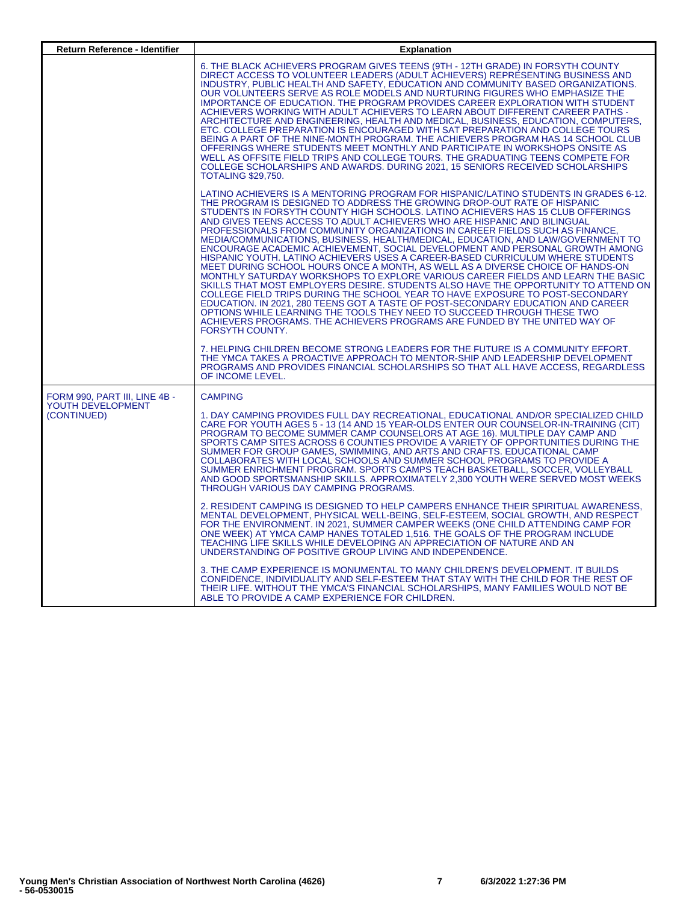| Return Reference - Identifier | Explanation |
|---|---|
| | 6. THE BLACK ACHIEVERS PROGRAM GIVES TEENS (9TH - 12TH GRADE) IN FORSYTH COUNTY DIRECT ACCESS TO VOLUNTEER LEADERS (ADULT ACHIEVERS) REPRESENTING BUSINESS AND INDUSTRY, PUBLIC HEALTH AND SAFETY, EDUCATION AND COMMUNITY BASED ORGANIZATIONS. OUR VOLUNTEERS SERVE AS ROLE MODELS AND NURTURING FIGURES WHO EMPHASIZE THE IMPORTANCE OF EDUCATION. THE PROGRAM PROVIDES CAREER EXPLORATION WITH STUDENT ACHIEVERS WORKING WITH ADULT ACHIEVERS TO LEARN ABOUT DIFFERENT CAREER PATHS - ARCHITECTURE AND ENGINEERING, HEALTH AND MEDICAL, BUSINESS, EDUCATION, COMPUTERS, ETC. COLLEGE PREPARATION IS ENCOURAGED WITH SAT PREPARATION AND COLLEGE TOURS BEING A PART OF THE NINE-MONTH PROGRAM. THE ACHIEVERS PROGRAM HAS 14 SCHOOL CLUB OFFERINGS WHERE STUDENTS MEET MONTHLY AND PARTICIPATE IN WORKSHOPS ONSITE AS WELL AS OFFSITE FIELD TRIPS AND COLLEGE TOURS. THE GRADUATING TEENS COMPETE FOR COLLEGE SCHOLARSHIPS AND AWARDS. DURING 2021, 15 SENIORS RECEIVED SCHOLARSHIPS TOTALING $29,750.<br><br>LATINO ACHIEVERS IS A MENTORING PROGRAM FOR HISPANIC/LATINO STUDENTS IN GRADES 6-12. THE PROGRAM IS DESIGNED TO ADDRESS THE GROWING DROP-OUT RATE OF HISPANIC STUDENTS IN FORSYTH COUNTY HIGH SCHOOLS. LATINO ACHIEVERS HAS 15 CLUB OFFERINGS AND GIVES TEENS ACCESS TO ADULT ACHIEVERS WHO ARE HISPANIC AND BILINGUAL PROFESSIONALS FROM COMMUNITY ORGANIZATIONS IN CAREER FIELDS SUCH AS FINANCE, MEDIA/COMMUNICATIONS, BUSINESS, HEALTH/MEDICAL, EDUCATION, AND LAW/GOVERNMENT TO ENCOURAGE ACADEMIC ACHIEVEMENT, SOCIAL DEVELOPMENT AND PERSONAL GROWTH AMONG HISPANIC YOUTH. LATINO ACHIEVERS USES A CAREER-BASED CURRICULUM WHERE STUDENTS MEET DURING SCHOOL HOURS ONCE A MONTH, AS WELL AS A DIVERSE CHOICE OF HANDS-ON MONTHLY SATURDAY WORKSHOPS TO EXPLORE VARIOUS CAREER FIELDS AND LEARN THE BASIC SKILLS THAT MOST EMPLOYERS DESIRE. STUDENTS ALSO HAVE THE OPPORTUNITY TO ATTEND ON COLLEGE FIELD TRIPS DURING THE SCHOOL YEAR TO HAVE EXPOSURE TO POST-SECONDARY EDUCATION. IN 2021, 280 TEENS GOT A TASTE OF POST-SECONDARY EDUCATION AND CAREER OPTIONS WHILE LEARNING THE TOOLS THEY NEED TO SUCCEED THROUGH THESE TWO ACHIEVERS PROGRAMS. THE ACHIEVERS PROGRAMS ARE FUNDED BY THE UNITED WAY OF FORSYTH COUNTY.<br><br>7. HELPING CHILDREN BECOME STRONG LEADERS FOR THE FUTURE IS A COMMUNITY EFFORT. THE YMCA TAKES A PROACTIVE APPROACH TO MENTOR-SHIP AND LEADERSHIP DEVELOPMENT PROGRAMS AND PROVIDES FINANCIAL SCHOLARSHIPS SO THAT ALL HAVE ACCESS, REGARDLESS OF INCOME LEVEL. |
| FORM 990, PART III, LINE 4B - YOUTH DEVELOPMENT (CONTINUED) | CAMPING<br><br>1. DAY CAMPING PROVIDES FULL DAY RECREATIONAL, EDUCATIONAL AND/OR SPECIALIZED CHILD CARE FOR YOUTH AGES 5 - 13 (14 AND 15 YEAR-OLDS ENTER OUR COUNSELOR-IN-TRAINING (CIT) PROGRAM TO BECOME SUMMER CAMP COUNSELORS AT AGE 16). MULTIPLE DAY CAMP AND SPORTS CAMP SITES ACROSS 6 COUNTIES PROVIDE A VARIETY OF OPPORTUNITIES DURING THE SUMMER FOR GROUP GAMES, SWIMMING, AND ARTS AND CRAFTS. EDUCATIONAL CAMP COLLABORATES WITH LOCAL SCHOOLS AND SUMMER SCHOOL PROGRAMS TO PROVIDE A SUMMER ENRICHMENT PROGRAM. SPORTS CAMPS TEACH BASKETBALL, SOCCER, VOLLEYBALL AND GOOD SPORTSMANSHIP SKILLS. APPROXIMATELY 2,300 YOUTH WERE SERVED MOST WEEKS THROUGH VARIOUS DAY CAMPING PROGRAMS.<br><br>2. RESIDENT CAMPING IS DESIGNED TO HELP CAMPERS ENHANCE THEIR SPIRITUAL AWARENESS, MENTAL DEVELOPMENT, PHYSICAL WELL-BEING, SELF-ESTEEM, SOCIAL GROWTH, AND RESPECT FOR THE ENVIRONMENT. IN 2021, SUMMER CAMPER WEEKS (ONE CHILD ATTENDING CAMP FOR ONE WEEK) AT YMCA CAMP HANES TOTALED 1,516. THE GOALS OF THE PROGRAM INCLUDE TEACHING LIFE SKILLS WHILE DEVELOPING AN APPRECIATION OF NATURE AND AN UNDERSTANDING OF POSITIVE GROUP LIVING AND INDEPENDENCE.<br><br>3. THE CAMP EXPERIENCE IS MONUMENTAL TO MANY CHILDREN'S DEVELOPMENT. IT BUILDS CONFIDENCE, INDIVIDUALITY AND SELF-ESTEEM THAT STAY WITH THE CHILD FOR THE REST OF THEIR LIFE. WITHOUT THE YMCA'S FINANCIAL SCHOLARSHIPS, MANY FAMILIES WOULD NOT BE ABLE TO PROVIDE A CAMP EXPERIENCE FOR CHILDREN. |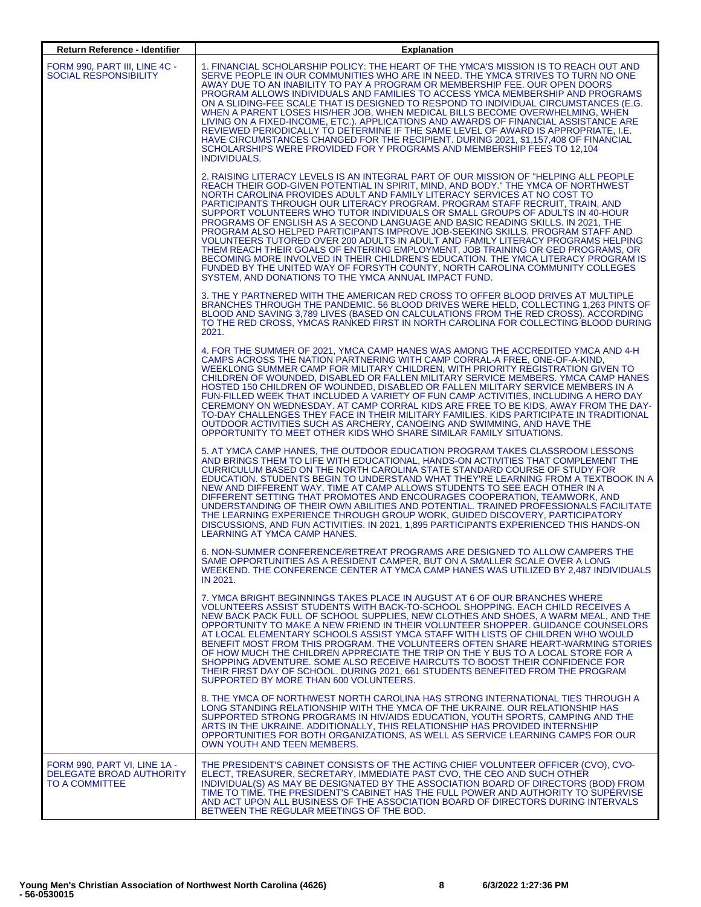| Return Reference - Identifier | Explanation |
|---|---|
| FORM 990, PART III, LINE 4C - SOCIAL RESPONSIBILITY | 1. FINANCIAL SCHOLARSHIP POLICY: THE HEART OF THE YMCA'S MISSION IS TO REACH OUT AND SERVE PEOPLE IN OUR COMMUNITIES WHO ARE IN NEED. THE YMCA STRIVES TO TURN NO ONE AWAY DUE TO AN INABILITY TO PAY A PROGRAM OR MEMBERSHIP FEE. OUR OPEN DOORS PROGRAM ALLOWS INDIVIDUALS AND FAMILIES TO ACCESS YMCA MEMBERSHIP AND PROGRAMS ON A SLIDING-FEE SCALE THAT IS DESIGNED TO RESPOND TO INDIVIDUAL CIRCUMSTANCES (E.G. WHEN A PARENT LOSES HIS/HER JOB, WHEN MEDICAL BILLS BECOME OVERWHELMING, WHEN LIVING ON A FIXED-INCOME, ETC.). APPLICATIONS AND AWARDS OF FINANCIAL ASSISTANCE ARE REVIEWED PERIODICALLY TO DETERMINE IF THE SAME LEVEL OF AWARD IS APPROPRIATE, I.E. HAVE CIRCUMSTANCES CHANGED FOR THE RECIPIENT. DURING 2021, $1,157,408 OF FINANCIAL SCHOLARSHIPS WERE PROVIDED FOR Y PROGRAMS AND MEMBERSHIP FEES TO 12,104 INDIVIDUALS.<br><br>2. RAISING LITERACY LEVELS IS AN INTEGRAL PART OF OUR MISSION OF "HELPING ALL PEOPLE REACH THEIR GOD-GIVEN POTENTIAL IN SPIRIT, MIND, AND BODY." THE YMCA OF NORTHWEST NORTH CAROLINA PROVIDES ADULT AND FAMILY LITERACY SERVICES AT NO COST TO PARTICIPANTS THROUGH OUR LITERACY PROGRAM. PROGRAM STAFF RECRUIT, TRAIN, AND SUPPORT VOLUNTEERS WHO TUTOR INDIVIDUALS OR SMALL GROUPS OF ADULTS IN 40-HOUR PROGRAMS OF ENGLISH AS A SECOND LANGUAGE AND BASIC READING SKILLS. IN 2021, THE PROGRAM ALSO HELPED PARTICIPANTS IMPROVE JOB-SEEKING SKILLS. PROGRAM STAFF AND VOLUNTEERS TUTORED OVER 200 ADULTS IN ADULT AND FAMILY LITERACY PROGRAMS HELPING THEM REACH THEIR GOALS OF ENTERING EMPLOYMENT, JOB TRAINING OR GED PROGRAMS, OR BECOMING MORE INVOLVED IN THEIR CHILDREN'S EDUCATION. THE YMCA LITERACY PROGRAM IS FUNDED BY THE UNITED WAY OF FORSYTH COUNTY, NORTH CAROLINA COMMUNITY COLLEGES SYSTEM, AND DONATIONS TO THE YMCA ANNUAL IMPACT FUND.<br><br>3. THE Y PARTNERED WITH THE AMERICAN RED CROSS TO OFFER BLOOD DRIVES AT MULTIPLE BRANCHES THROUGH THE PANDEMIC. 56 BLOOD DRIVES WERE HELD, COLLECTING 1,263 PINTS OF BLOOD AND SAVING 3,789 LIVES (BASED ON CALCULATIONS FROM THE RED CROSS). ACCORDING TO THE RED CROSS, YMCAS RANKED FIRST IN NORTH CAROLINA FOR COLLECTING BLOOD DURING 2021.<br><br>4. FOR THE SUMMER OF 2021, YMCA CAMP HANES WAS AMONG THE ACCREDITED YMCA AND 4-H CAMPS ACROSS THE NATION PARTNERING WITH CAMP CORRAL-A FREE, ONE-OF-A-KIND, WEEKLONG SUMMER CAMP FOR MILITARY CHILDREN, WITH PRIORITY REGISTRATION GIVEN TO CHILDREN OF WOUNDED, DISABLED OR FALLEN MILITARY SERVICE MEMBERS. YMCA CAMP HANES HOSTED 150 CHILDREN OF WOUNDED, DISABLED OR FALLEN MILITARY SERVICE MEMBERS IN A FUN-FILLED WEEK THAT INCLUDED A VARIETY OF FUN CAMP ACTIVITIES, INCLUDING A HERO DAY CEREMONY ON WEDNESDAY. AT CAMP CORRAL KIDS ARE FREE TO BE KIDS, AWAY FROM THE DAY-TO-DAY CHALLENGES THEY FACE IN THEIR MILITARY FAMILIES. KIDS PARTICIPATE IN TRADITIONAL OUTDOOR ACTIVITIES SUCH AS ARCHERY, CANOEING AND SWIMMING, AND HAVE THE OPPORTUNITY TO MEET OTHER KIDS WHO SHARE SIMILAR FAMILY SITUATIONS.<br><br>5. AT YMCA CAMP HANES, THE OUTDOOR EDUCATION PROGRAM TAKES CLASSROOM LESSONS AND BRINGS THEM TO LIFE WITH EDUCATIONAL, HANDS-ON ACTIVITIES THAT COMPLEMENT THE CURRICULUM BASED ON THE NORTH CAROLINA STATE STANDARD COURSE OF STUDY FOR EDUCATION. STUDENTS BEGIN TO UNDERSTAND WHAT THEY'RE LEARNING FROM A TEXTBOOK IN A NEW AND DIFFERENT WAY. TIME AT CAMP ALLOWS STUDENTS TO SEE EACH OTHER IN A DIFFERENT SETTING THAT PROMOTES AND ENCOURAGES COOPERATION, TEAMWORK, AND UNDERSTANDING OF THEIR OWN ABILITIES AND POTENTIAL. TRAINED PROFESSIONALS FACILITATE THE LEARNING EXPERIENCE THROUGH GROUP WORK, GUIDED DISCOVERY, PARTICIPATORY DISCUSSIONS, AND FUN ACTIVITIES. IN 2021, 1,895 PARTICIPANTS EXPERIENCED THIS HANDS-ON LEARNING AT YMCA CAMP HANES.<br><br>6. NON-SUMMER CONFERENCE/RETREAT PROGRAMS ARE DESIGNED TO ALLOW CAMPERS THE SAME OPPORTUNITIES AS A RESIDENT CAMPER, BUT ON A SMALLER SCALE OVER A LONG WEEKEND. THE CONFERENCE CENTER AT YMCA CAMP HANES WAS UTILIZED BY 2,487 INDIVIDUALS IN 2021.<br><br>7. YMCA BRIGHT BEGINNINGS TAKES PLACE IN AUGUST AT 6 OF OUR BRANCHES WHERE VOLUNTEERS ASSIST STUDENTS WITH BACK-TO-SCHOOL SHOPPING. EACH CHILD RECEIVES A NEW BACK PACK FULL OF SCHOOL SUPPLIES, NEW CLOTHES AND SHOES, A WARM MEAL, AND THE OPPORTUNITY TO MAKE A NEW FRIEND IN THEIR VOLUNTEER SHOPPER. GUIDANCE COUNSELORS AT LOCAL ELEMENTARY SCHOOLS ASSIST YMCA STAFF WITH LISTS OF CHILDREN WHO WOULD BENEFIT MOST FROM THIS PROGRAM. THE VOLUNTEERS OFTEN SHARE HEART-WARMING STORIES OF HOW MUCH THE CHILDREN APPRECIATE THE TRIP ON THE Y BUS TO A LOCAL STORE FOR A SHOPPING ADVENTURE. SOME ALSO RECEIVE HAIRCUTS TO BOOST THEIR CONFIDENCE FOR THEIR FIRST DAY OF SCHOOL. DURING 2021, 661 STUDENTS BENEFITED FROM THE PROGRAM SUPPORTED BY MORE THAN 600 VOLUNTEERS.<br><br>8. THE YMCA OF NORTHWEST NORTH CAROLINA HAS STRONG INTERNATIONAL TIES THROUGH A LONG STANDING RELATIONSHIP WITH THE YMCA OF THE UKRAINE. OUR RELATIONSHIP HAS SUPPORTED STRONG PROGRAMS IN HIV/AIDS EDUCATION, YOUTH SPORTS, CAMPING AND THE ARTS IN THE UKRAINE. ADDITIONALLY, THIS RELATIONSHIP HAS PROVIDED INTERNSHIP OPPORTUNITIES FOR BOTH ORGANIZATIONS, AS WELL AS SERVICE LEARNING CAMPS FOR OUR OWN YOUTH AND TEEN MEMBERS. |
| FORM 990, PART VI, LINE 1A - DELEGATE BROAD AUTHORITY TO A COMMITTEE | THE PRESIDENT'S CABINET CONSISTS OF THE ACTING CHIEF VOLUNTEER OFFICER (CVO), CVO-ELECT, TREASURER, SECRETARY, IMMEDIATE PAST CVO, THE CEO AND SUCH OTHER INDIVIDUAL(S) AS MAY BE DESIGNATED BY THE ASSOCIATION BOARD OF DIRECTORS (BOD) FROM TIME TO TIME. THE PRESIDENT'S CABINET HAS THE FULL POWER AND AUTHORITY TO SUPERVISE AND ACT UPON ALL BUSINESS OF THE ASSOCIATION BOARD OF DIRECTORS DURING INTERVALS BETWEEN THE REGULAR MEETINGS OF THE BOD. |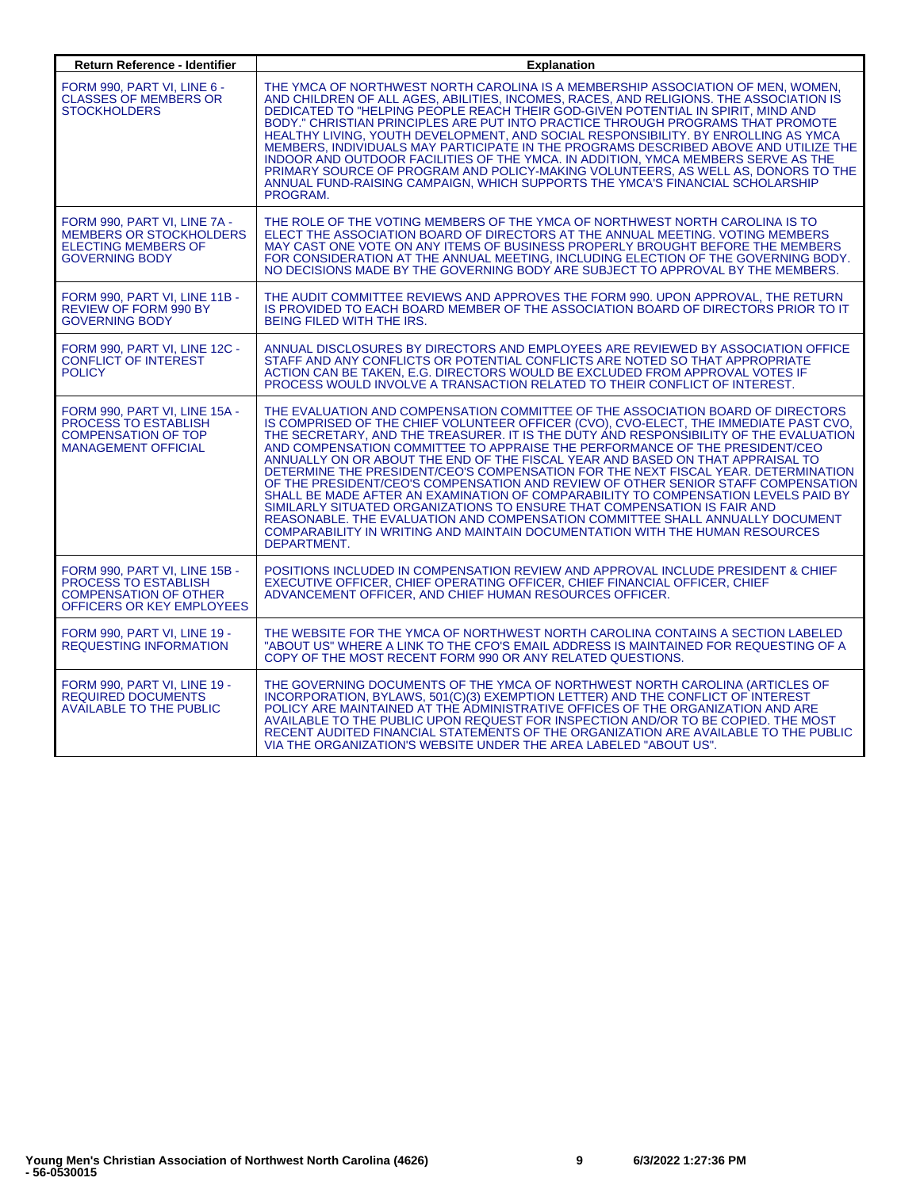| Return Reference - Identifier | Explanation |
|---|---|
| FORM 990, PART VI, LINE 6 - CLASSES OF MEMBERS OR STOCKHOLDERS | THE YMCA OF NORTHWEST NORTH CAROLINA IS A MEMBERSHIP ASSOCIATION OF MEN, WOMEN, AND CHILDREN OF ALL AGES, ABILITIES, INCOMES, RACES, AND RELIGIONS. THE ASSOCIATION IS DEDICATED TO "HELPING PEOPLE REACH THEIR GOD-GIVEN POTENTIAL IN SPIRIT, MIND AND BODY." CHRISTIAN PRINCIPLES ARE PUT INTO PRACTICE THROUGH PROGRAMS THAT PROMOTE HEALTHY LIVING, YOUTH DEVELOPMENT, AND SOCIAL RESPONSIBILITY. BY ENROLLING AS YMCA MEMBERS, INDIVIDUALS MAY PARTICIPATE IN THE PROGRAMS DESCRIBED ABOVE AND UTILIZE THE INDOOR AND OUTDOOR FACILITIES OF THE YMCA. IN ADDITION, YMCA MEMBERS SERVE AS THE PRIMARY SOURCE OF PROGRAM AND POLICY-MAKING VOLUNTEERS, AS WELL AS, DONORS TO THE ANNUAL FUND-RAISING CAMPAIGN, WHICH SUPPORTS THE YMCA'S FINANCIAL SCHOLARSHIP PROGRAM. |
| FORM 990, PART VI, LINE 7A - MEMBERS OR STOCKHOLDERS ELECTING MEMBERS OF GOVERNING BODY | THE ROLE OF THE VOTING MEMBERS OF THE YMCA OF NORTHWEST NORTH CAROLINA IS TO ELECT THE ASSOCIATION BOARD OF DIRECTORS AT THE ANNUAL MEETING. VOTING MEMBERS MAY CAST ONE VOTE ON ANY ITEMS OF BUSINESS PROPERLY BROUGHT BEFORE THE MEMBERS FOR CONSIDERATION AT THE ANNUAL MEETING, INCLUDING ELECTION OF THE GOVERNING BODY. NO DECISIONS MADE BY THE GOVERNING BODY ARE SUBJECT TO APPROVAL BY THE MEMBERS. |
| FORM 990, PART VI, LINE 11B - REVIEW OF FORM 990 BY GOVERNING BODY | THE AUDIT COMMITTEE REVIEWS AND APPROVES THE FORM 990. UPON APPROVAL, THE RETURN IS PROVIDED TO EACH BOARD MEMBER OF THE ASSOCIATION BOARD OF DIRECTORS PRIOR TO IT BEING FILED WITH THE IRS. |
| FORM 990, PART VI, LINE 12C - CONFLICT OF INTEREST POLICY | ANNUAL DISCLOSURES BY DIRECTORS AND EMPLOYEES ARE REVIEWED BY ASSOCIATION OFFICE STAFF AND ANY CONFLICTS OR POTENTIAL CONFLICTS ARE NOTED SO THAT APPROPRIATE ACTION CAN BE TAKEN, E.G. DIRECTORS WOULD BE EXCLUDED FROM APPROVAL VOTES IF PROCESS WOULD INVOLVE A TRANSACTION RELATED TO THEIR CONFLICT OF INTEREST. |
| FORM 990, PART VI, LINE 15A - PROCESS TO ESTABLISH COMPENSATION OF TOP MANAGEMENT OFFICIAL | THE EVALUATION AND COMPENSATION COMMITTEE OF THE ASSOCIATION BOARD OF DIRECTORS IS COMPRISED OF THE CHIEF VOLUNTEER OFFICER (CVO), CVO-ELECT, THE IMMEDIATE PAST CVO, THE SECRETARY, AND THE TREASURER. IT IS THE DUTY AND RESPONSIBILITY OF THE EVALUATION AND COMPENSATION COMMITTEE TO APPRAISE THE PERFORMANCE OF THE PRESIDENT/CEO ANNUALLY ON OR ABOUT THE END OF THE FISCAL YEAR AND BASED ON THAT APPRAISAL TO DETERMINE THE PRESIDENT/CEO'S COMPENSATION FOR THE NEXT FISCAL YEAR. DETERMINATION OF THE PRESIDENT/CEO'S COMPENSATION AND REVIEW OF OTHER SENIOR STAFF COMPENSATION SHALL BE MADE AFTER AN EXAMINATION OF COMPARABILITY TO COMPENSATION LEVELS PAID BY SIMILARLY SITUATED ORGANIZATIONS TO ENSURE THAT COMPENSATION IS FAIR AND REASONABLE. THE EVALUATION AND COMPENSATION COMMITTEE SHALL ANNUALLY DOCUMENT COMPARABILITY IN WRITING AND MAINTAIN DOCUMENTATION WITH THE HUMAN RESOURCES DEPARTMENT. |
| FORM 990, PART VI, LINE 15B - PROCESS TO ESTABLISH COMPENSATION OF OTHER OFFICERS OR KEY EMPLOYEES | POSITIONS INCLUDED IN COMPENSATION REVIEW AND APPROVAL INCLUDE PRESIDENT & CHIEF EXECUTIVE OFFICER, CHIEF OPERATING OFFICER, CHIEF FINANCIAL OFFICER, CHIEF ADVANCEMENT OFFICER, AND CHIEF HUMAN RESOURCES OFFICER. |
| FORM 990, PART VI, LINE 19 - REQUESTING INFORMATION | THE WEBSITE FOR THE YMCA OF NORTHWEST NORTH CAROLINA CONTAINS A SECTION LABELED "ABOUT US" WHERE A LINK TO THE CFO'S EMAIL ADDRESS IS MAINTAINED FOR REQUESTING OF A COPY OF THE MOST RECENT FORM 990 OR ANY RELATED QUESTIONS. |
| FORM 990, PART VI, LINE 19 - REQUIRED DOCUMENTS AVAILABLE TO THE PUBLIC | THE GOVERNING DOCUMENTS OF THE YMCA OF NORTHWEST NORTH CAROLINA (ARTICLES OF INCORPORATION, BYLAWS, 501(C)(3) EXEMPTION LETTER) AND THE CONFLICT OF INTEREST POLICY ARE MAINTAINED AT THE ADMINISTRATIVE OFFICES OF THE ORGANIZATION AND ARE AVAILABLE TO THE PUBLIC UPON REQUEST FOR INSPECTION AND/OR TO BE COPIED. THE MOST RECENT AUDITED FINANCIAL STATEMENTS OF THE ORGANIZATION ARE AVAILABLE TO THE PUBLIC VIA THE ORGANIZATION'S WEBSITE UNDER THE AREA LABELED "ABOUT US". |